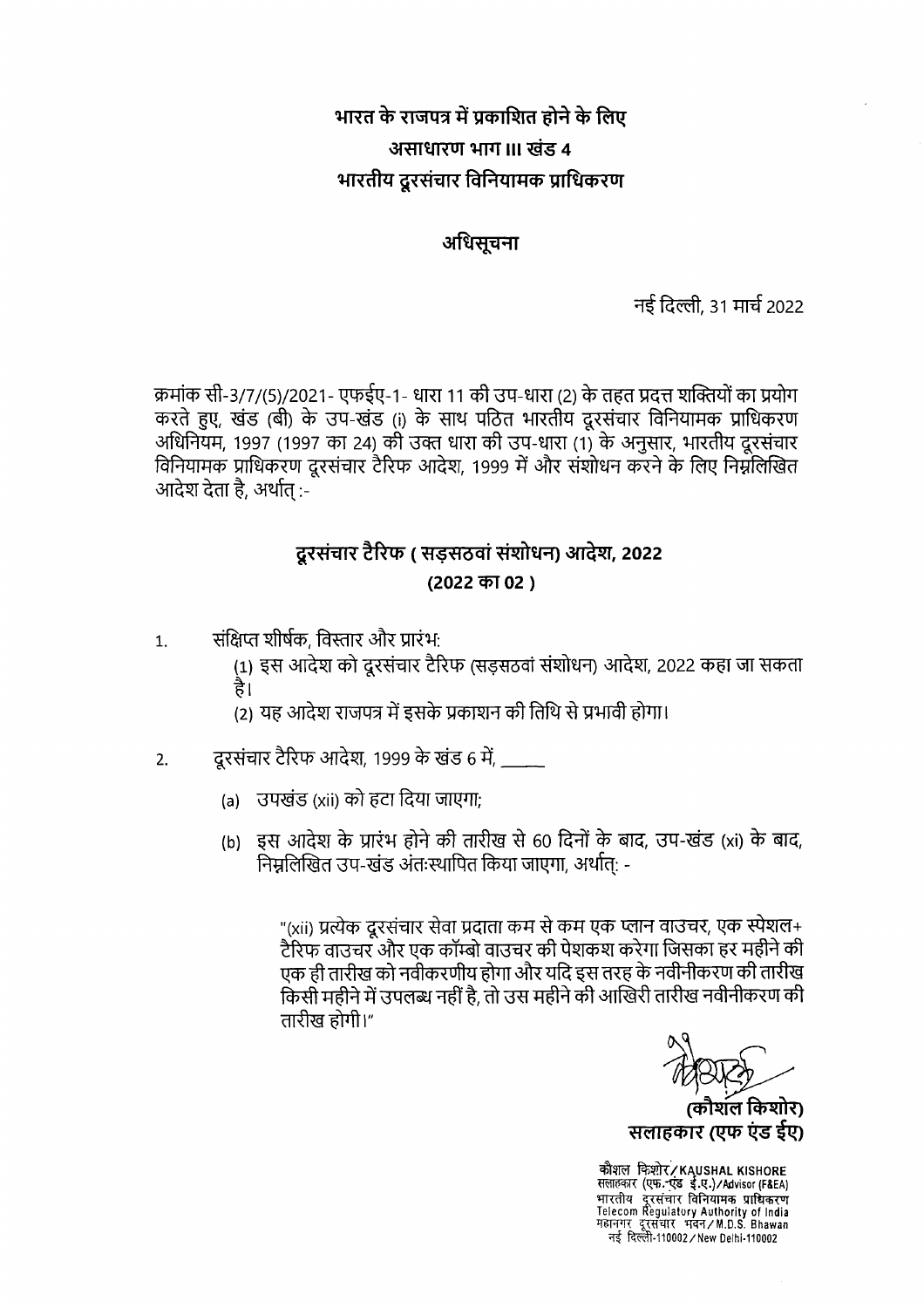**भारत के राजपत्र में प्रकाशित होने के लिए**
**असाधारण भाग III खंड 4**
**भारतीय दूरसंचार विनियामक प्राधिकरण**

## अधिसूचना

नई दिल्ली, 31 मार्च 2022

क्रमांक सी-3/7/(5)/2021- एफईए-1- धारा 11 की उप-धारा (2) के तहत प्रदत्त शक्तियों का प्रयोग करते हुए, खंड (बी) के उप-खंड (i) के साथ पठित भारतीय दूरसंचार विनियामक प्राधिकरण अधिनियम, 1997 (1997 का 24) की उक्त धारा की उप-धारा (1) के अनुसार, भारतीय दूरसंचार विनियामक प्राधिकरण दूरसंचार टैरिफ आदेश, 1999 में और संशोधन करने के लिए निम्नलिखित आदेश देता है, अर्थात् :-

## दूरसंचार टैरिफ ( सड़सठवां संशोधन) आदेश, 2022
## (2022 का 02 )

1. संक्षिप्त शीर्षक, विस्तार और प्रारंभ:

   (1) इस आदेश को दूरसंचार टैरिफ (सड़सठवां संशोधन) आदेश, 2022 कहा जा सकता है।

   (2) यह आदेश राजपत्र में इसके प्रकाशन की तिथि से प्रभावी होगा।

2. दूरसंचार टैरिफ आदेश, 1999 के खंड 6 में, _____

   (a) उपखंड (xii) को हटा दिया जाएगा;

   (b) इस आदेश के प्रारंभ होने की तारीख से 60 दिनों के बाद, उप-खंड (xi) के बाद, निम्नलिखित उप-खंड अंतःस्थापित किया जाएगा, अर्थात्: -

   > "(xii) प्रत्येक दूरसंचार सेवा प्रदाता कम से कम एक प्लान वाउचर, एक स्पेशल+ टैरिफ वाउचर और एक कॉम्बो वाउचर की पेशकश करेगा जिसका हर महीने की एक ही तारीख को नवीकरणीय होगा और यदि इस तरह के नवीनीकरण की तारीख किसी महीने में उपलब्ध नहीं है, तो उस महीने की आखिरी तारीख नवीनीकरण की तारीख होगी।"

**(कौशल किशोर)**
**सलाहकार (एफ एंड ईए)**

कौशल किशोर/KAUSHAL KISHORE
सलाहकार (एफ.एंड ई.ए.)/Advisor (F&EA)
भारतीय दूरसंचार विनियामक प्राधिकरण
Telecom Regulatory Authority of India
महानगर दूरसंचार भवन/M.D.S. Bhawan
नई दिल्ली-110002/New Delhi-110002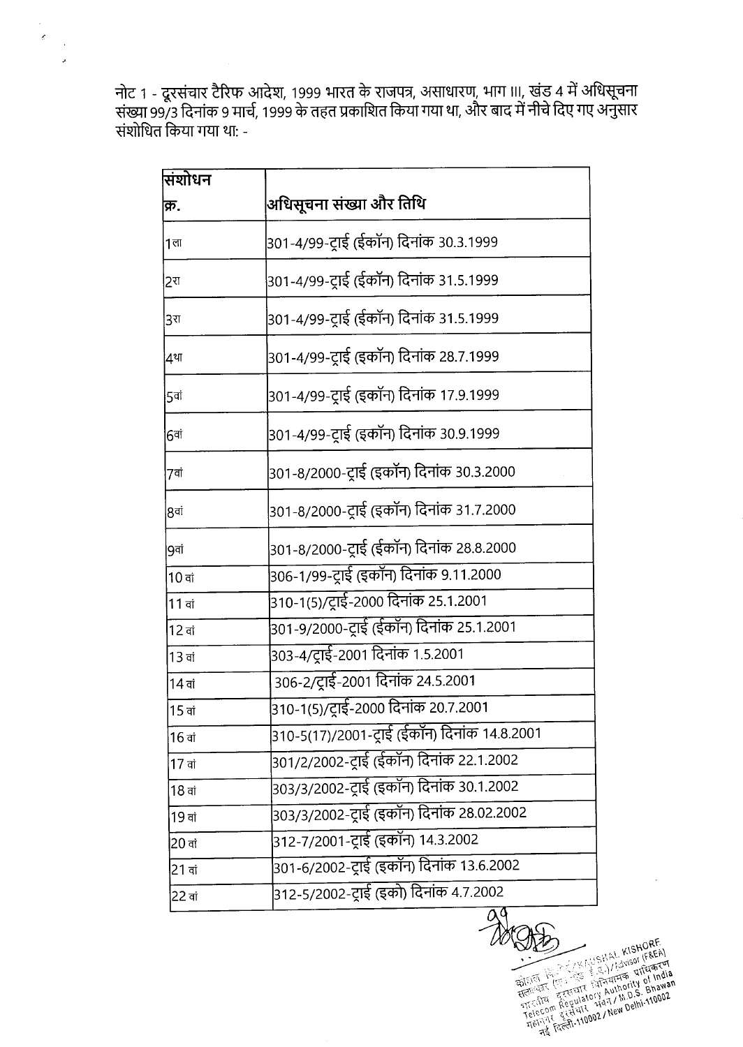नोट 1 - दूरसंचार टैरिफ आदेश, 1999 भारत के राजपत्र, असाधारण, भाग III, खंड 4 में अधिसूचना संख्या 99/3 दिनांक 9 मार्च, 1999 के तहत प्रकाशित किया गया था, और बाद में नीचे दिए गए अनुसार संशोधित किया गया था: -

| संशोधन क्र. | अधिसूचना संख्या और तिथि |
|---|---|
| 1ला | 301-4/99-ट्राई (ईकॉन) दिनांक 30.3.1999 |
| 2रा | 301-4/99-ट्राई (ईकॉन) दिनांक 31.5.1999 |
| 3रा | 301-4/99-ट्राई (ईकॉन) दिनांक 31.5.1999 |
| 4था | 301-4/99-ट्राई (इकॉन) दिनांक 28.7.1999 |
| 5वां | 301-4/99-ट्राई (इकॉन) दिनांक 17.9.1999 |
| 6वां | 301-4/99-ट्राई (इकॉन) दिनांक 30.9.1999 |
| 7वां | 301-8/2000-ट्राई (इकॉन) दिनांक 30.3.2000 |
| 8वां | 301-8/2000-ट्राई (इकॉन) दिनांक 31.7.2000 |
| 9वां | 301-8/2000-ट्राई (ईकॉन) दिनांक 28.8.2000 |
| 10 वां | 306-1/99-ट्राई (इकॉन) दिनांक 9.11.2000 |
| 11 वां | 310-1(5)/ट्राई-2000 दिनांक 25.1.2001 |
| 12 वां | 301-9/2000-ट्राई (ईकॉन) दिनांक 25.1.2001 |
| 13 वां | 303-4/ट्राई-2001 दिनांक 1.5.2001 |
| 14 वां | 306-2/ट्राई-2001 दिनांक 24.5.2001 |
| 15 वां | 310-1(5)/ट्राई-2000 दिनांक 20.7.2001 |
| 16 वां | 310-5(17)/2001-ट्राई (ईकॉन) दिनांक 14.8.2001 |
| 17 वां | 301/2/2002-ट्राई (ईकॉन) दिनांक 22.1.2002 |
| 18 वां | 303/3/2002-ट्राई (इकॉन) दिनांक 30.1.2002 |
| 19 वां | 303/3/2002-ट्राई (इकॉन) दिनांक 28.02.2002 |
| 20 वां | 312-7/2001-ट्राई (इकॉन) 14.3.2002 |
| 21 वां | 301-6/2002-ट्राई (इकॉन) दिनांक 13.6.2002 |
| 22 वां | 312-5/2002-ट्राई (इको) दिनांक 4.7.2002 |

कौशल किशोर / KAUSHAL KISHORE
सलाहकार (एफ एंड ई.ए.) / Advisor (F&EA)
भारतीय दूरसंचार विनियामक प्राधिकरण
Telecom Regulatory Authority of India
महानगर दूरसंचार भवन / M.D.S. Bhawan
नई दिल्ली-110002 / New Delhi-110002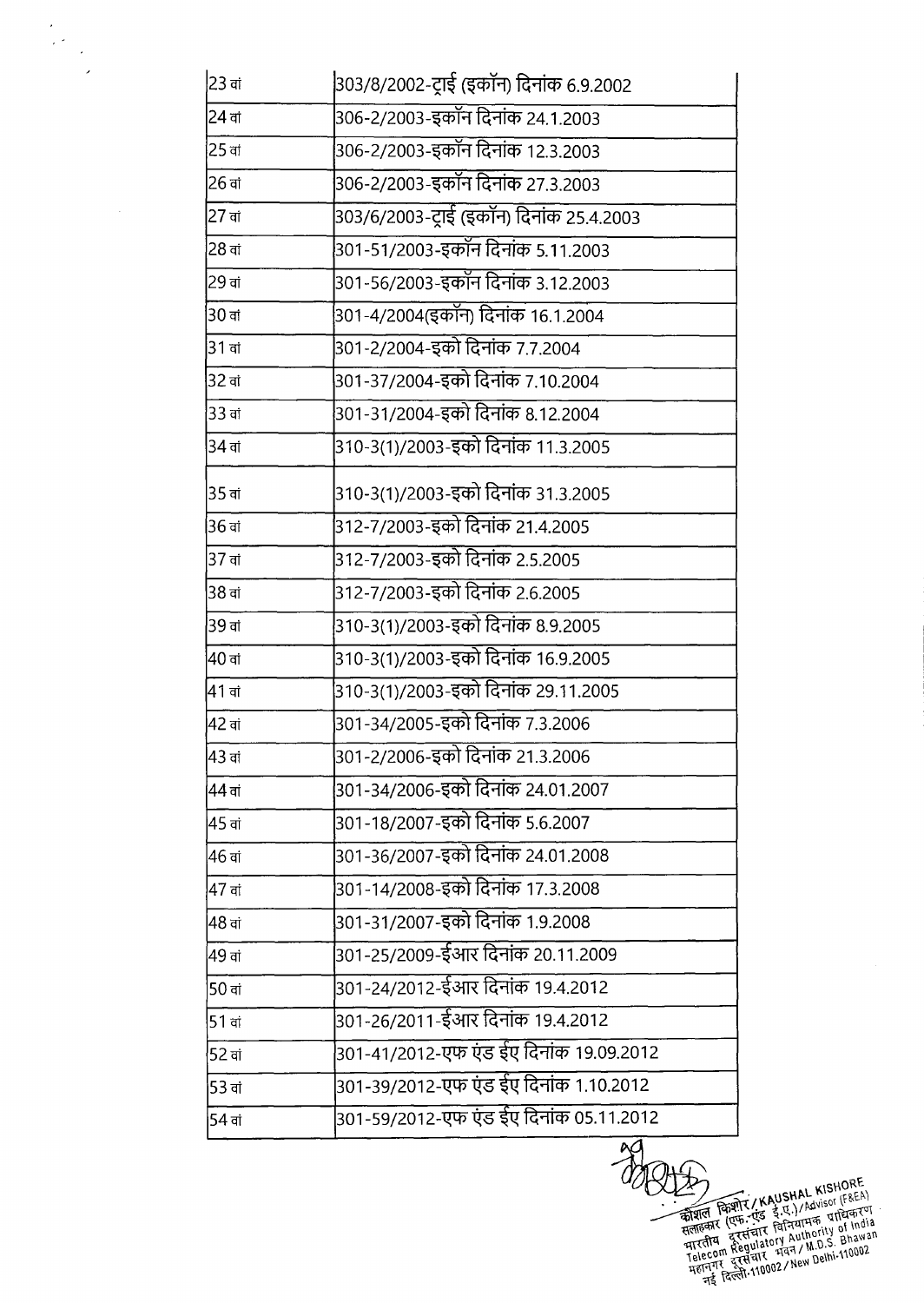| | |
|---|---|
| 23 वां | 303/8/2002-ट्राई (इकॉन) दिनांक 6.9.2002 |
| 24 वां | 306-2/2003-इकॉन दिनांक 24.1.2003 |
| 25 वां | 306-2/2003-इकॉन दिनांक 12.3.2003 |
| 26 वां | 306-2/2003-इकॉन दिनांक 27.3.2003 |
| 27 वां | 303/6/2003-ट्राई (इकॉन) दिनांक 25.4.2003 |
| 28 वां | 301-51/2003-इकॉन दिनांक 5.11.2003 |
| 29 वां | 301-56/2003-इकॉन दिनांक 3.12.2003 |
| 30 वां | 301-4/2004(इकॉन) दिनांक 16.1.2004 |
| 31 वां | 301-2/2004-इको दिनांक 7.7.2004 |
| 32 वां | 301-37/2004-इको दिनांक 7.10.2004 |
| 33 वां | 301-31/2004-इको दिनांक 8.12.2004 |
| 34 वां | 310-3(1)/2003-इको दिनांक 11.3.2005 |
| 35 वां | 310-3(1)/2003-इको दिनांक 31.3.2005 |
| 36 वां | 312-7/2003-इको दिनांक 21.4.2005 |
| 37 वां | 312-7/2003-इको दिनांक 2.5.2005 |
| 38 वां | 312-7/2003-इको दिनांक 2.6.2005 |
| 39 वां | 310-3(1)/2003-इको दिनांक 8.9.2005 |
| 40 वां | 310-3(1)/2003-इको दिनांक 16.9.2005 |
| 41 वां | 310-3(1)/2003-इको दिनांक 29.11.2005 |
| 42 वां | 301-34/2005-इको दिनांक 7.3.2006 |
| 43 वां | 301-2/2006-इको दिनांक 21.3.2006 |
| 44 वां | 301-34/2006-इको दिनांक 24.01.2007 |
| 45 वां | 301-18/2007-इको दिनांक 5.6.2007 |
| 46 वां | 301-36/2007-इको दिनांक 24.01.2008 |
| 47 वां | 301-14/2008-इको दिनांक 17.3.2008 |
| 48 वां | 301-31/2007-इको दिनांक 1.9.2008 |
| 49 वां | 301-25/2009-ईआर दिनांक 20.11.2009 |
| 50 वां | 301-24/2012-ईआर दिनांक 19.4.2012 |
| 51 वां | 301-26/2011-ईआर दिनांक 19.4.2012 |
| 52 वां | 301-41/2012-एफ एंड ईए दिनांक 19.09.2012 |
| 53 वां | 301-39/2012-एफ एंड ईए दिनांक 1.10.2012 |
| 54 वां | 301-59/2012-एफ एंड ईए दिनांक 05.11.2012 |

कौशल किशोर / KAUSHAL KISHORE
सलाहकार (एफ.एंड ई.ए.) / Advisor (F&EA)
भारतीय दूरसंचार विनियामक प्राधिकरण
Telecom Regulatory Authority of India
महानगर दूरसंचार भवन / M.D.S. Bhawan
नई दिल्ली-110002 / New Delhi-110002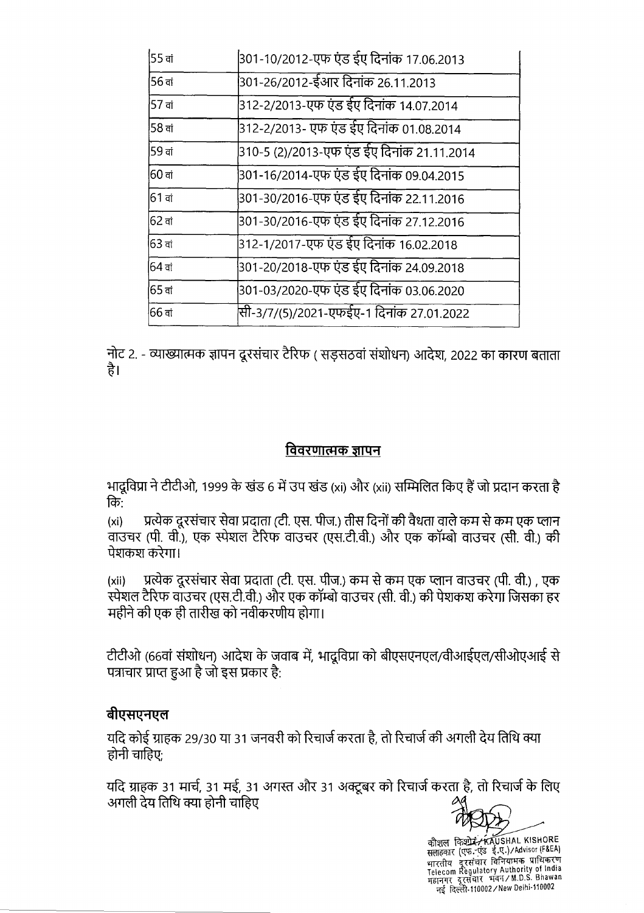| | |
|---|---|
| 55 वां | 301-10/2012-एफ एंड ईए दिनांक 17.06.2013 |
| 56 वां | 301-26/2012-ईआर दिनांक 26.11.2013 |
| 57 वां | 312-2/2013-एफ एंड ईए दिनांक 14.07.2014 |
| 58 वां | 312-2/2013- एफ एंड ईए दिनांक 01.08.2014 |
| 59 वां | 310-5 (2)/2013-एफ एंड ईए दिनांक 21.11.2014 |
| 60 वां | 301-16/2014-एफ एंड ईए दिनांक 09.04.2015 |
| 61 वां | 301-30/2016-एफ एंड ईए दिनांक 22.11.2016 |
| 62 वां | 301-30/2016-एफ एंड ईए दिनांक 27.12.2016 |
| 63 वां | 312-1/2017-एफ एंड ईए दिनांक 16.02.2018 |
| 64 वां | 301-20/2018-एफ एंड ईए दिनांक 24.09.2018 |
| 65 वां | 301-03/2020-एफ एंड ईए दिनांक 03.06.2020 |
| 66 वां | सी-3/7/(5)/2021-एफईए-1 दिनांक 27.01.2022 |

नोट 2. - व्याख्यात्मक ज्ञापन दूरसंचार टैरिफ ( सड़सठवां संशोधन) आदेश, 2022 का कारण बताता है।

## विवरणात्मक ज्ञापन

भादूविप्रा ने टीटीओ, 1999 के खंड 6 में उप खंड (xi) और (xii) सम्मिलित किए हैं जो प्रदान करता है कि:

(xi) प्रत्येक दूरसंचार सेवा प्रदाता (टी. एस. पीज.) तीस दिनों की वैधता वाले कम से कम एक प्लान वाउचर (पी. वी.), एक स्पेशल टैरिफ वाउचर (एस.टी.वी.) और एक कॉम्बो वाउचर (सी. वी.) की पेशकश करेगा।

(xii) प्रत्येक दूरसंचार सेवा प्रदाता (टी. एस. पीज.) कम से कम एक प्लान वाउचर (पी. वी.) , एक स्पेशल टैरिफ वाउचर (एस.टी.वी.) और एक कॉम्बो वाउचर (सी. वी.) की पेशकश करेगा जिसका हर महीने की एक ही तारीख को नवीकरणीय होगा।

टीटीओ (66वां संशोधन) आदेश के जवाब में, भादूविप्रा को बीएसएनएल/वीआईएल/सीओएआई से पत्राचार प्राप्त हुआ है जो इस प्रकार है:

### बीएसएनएल

यदि कोई ग्राहक 29/30 या 31 जनवरी को रिचार्ज करता है, तो रिचार्ज की अगली देय तिथि क्या होनी चाहिए;

यदि ग्राहक 31 मार्च, 31 मई, 31 अगस्त और 31 अक्टूबर को रिचार्ज करता है, तो रिचार्ज के लिए अगली देय तिथि क्या होनी चाहिए

कौशल किशोर/KAUSHAL KISHORE
सलाहकार (एफ.एंड ई.ए.)/Advisor (F&EA)
भारतीय दूरसंचार विनियामक प्राधिकरण
Telecom Regulatory Authority of India
महानगर दूरसंचार भवन/M.D.S. Bhawan
नई दिल्ली-110002/New Delhi-110002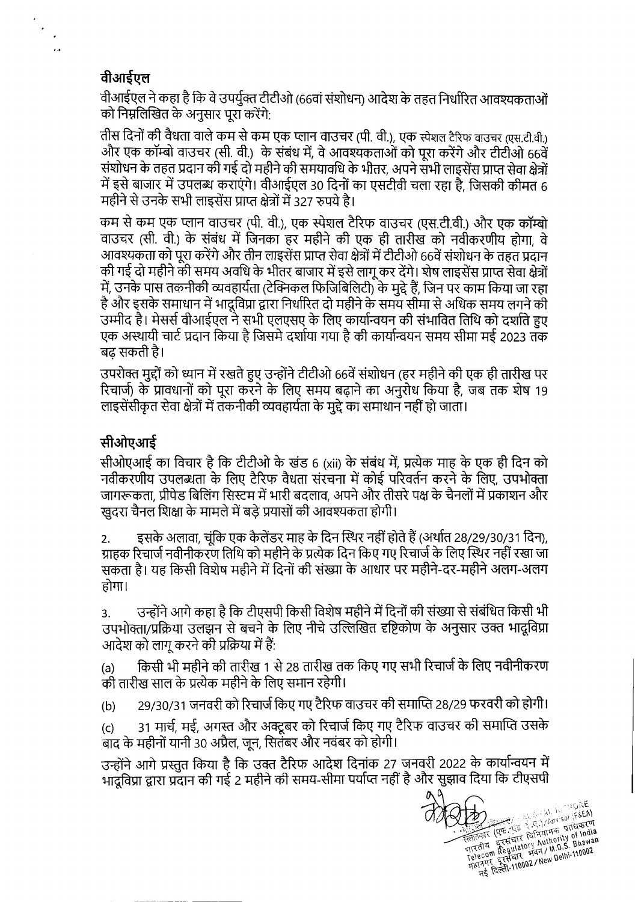## वीआईएल

वीआईएल ने कहा है कि वे उपर्युक्त टीटीओ (66वां संशोधन) आदेश के तहत निर्धारित आवश्यकताओं को निम्नलिखित के अनुसार पूरा करेंगे:

तीस दिनों की वैधता वाले कम से कम एक प्लान वाउचर (पी. वी.), एक स्पेशल टैरिफ वाउचर (एस.टी.वी.) और एक कॉम्बो वाउचर (सी. वी.) के संबंध में, वे आवश्यकताओं को पूरा करेंगे और टीटीओ 66वें संशोधन के तहत प्रदान की गई दो महीने की समयावधि के भीतर, अपने सभी लाइसेंस प्राप्त सेवा क्षेत्रों में इसे बाजार में उपलब्ध कराएंगे। वीआईएल 30 दिनों का एसटीवी चला रहा है, जिसकी कीमत 6 महीने से उनके सभी लाइसेंस प्राप्त क्षेत्रों में 327 रुपये है।

कम से कम एक प्लान वाउचर (पी. वी.), एक स्पेशल टैरिफ वाउचर (एस.टी.वी.) और एक कॉम्बो वाउचर (सी. वी.) के संबंध में जिनका हर महीने की एक ही तारीख को नवीकरणीय होगा, वे आवश्यकता को पूरा करेंगे और तीन लाइसेंस प्राप्त सेवा क्षेत्रों में टीटीओ 66वें संशोधन के तहत प्रदान की गई दो महीने की समय अवधि के भीतर बाजार में इसे लागू कर देंगे। शेष लाइसेंस प्राप्त सेवा क्षेत्रों में, उनके पास तकनीकी व्यवहार्यता (टेक्निकल फिजिबिलिटी) के मुद्दे हैं, जिन पर काम किया जा रहा है और इसके समाधान में भादूविप्रा द्वारा निर्धारित दो महीने के समय सीमा से अधिक समय लगने की उम्मीद है। मेसर्स वीआईएल ने सभी एलएसए के लिए कार्यान्वयन की संभावित तिथि को दर्शाते हुए एक अस्थायी चार्ट प्रदान किया है जिसमे दर्शाया गया है की कार्यान्वयन समय सीमा मई 2023 तक बढ़ सकती है।

उपरोक्त मुद्दों को ध्यान में रखते हुए उन्होंने टीटीओ 66वें संशोधन (हर महीने की एक ही तारीख पर रिचार्ज) के प्रावधानों को पूरा करने के लिए समय बढ़ाने का अनुरोध किया है, जब तक कि शेष 19 लाइसेंसीकृत सेवा क्षेत्रों में तकनीकी व्यवहार्यता के मुद्दे का समाधान नहीं हो जाता।

## सीओएआई

सीओएआई का विचार है कि टीटीओ के खंड 6 (xii) के संबंध में, प्रत्येक माह के एक ही दिन को नवीकरणीय उपलब्धता के लिए टैरिफ वैधता संरचना में कोई परिवर्तन करने के लिए, उपभोक्ता जागरूकता, प्रीपेड बिलिंग सिस्टम में भारी बदलाव, अपने और तीसरे पक्ष के चैनलों में प्रकाशन और खुदरा चैनल शिक्षा के मामले में बड़े प्रयासों की आवश्यकता होगी।

2. इसके अलावा, चूंकि एक कैलेंडर माह के दिन स्थिर नहीं होते हैं (अर्थात 28/29/30/31 दिन), ग्राहक रिचार्ज नवीनीकरण तिथि को महीने के प्रत्येक दिन किए गए रिचार्ज के लिए स्थिर नहीं रखा जा सकता है। यह किसी विशेष महीने में दिनों की संख्या के आधार पर महीने-दर-महीने अलग-अलग होगा।

3. उन्होंने आगे कहा है कि टीएसपी किसी विशेष महीने में दिनों की संख्या से संबंधित किसी भी उपभोक्ता/प्रक्रिया उलझन से बचने के लिए नीचे उल्लिखित दृष्टिकोण के अनुसार उक्त भादूविप्रा आदेश को लागू करने की प्रक्रिया में हैं:

(a) किसी भी महीने की तारीख 1 से 28 तारीख तक किए गए सभी रिचार्ज के लिए नवीनीकरण की तारीख साल के प्रत्येक महीने के लिए समान रहेगी।

(b) 29/30/31 जनवरी को रिचार्ज किए गए टैरिफ वाउचर की समाप्ति 28/29 फरवरी को होगी।

(c) 31 मार्च, मई, अगस्त और अक्टूबर को रिचार्ज किए गए टैरिफ वाउचर की समाप्ति उसके बाद के महीनों यानी 30 अप्रैल, जून, सितंबर और नवंबर को होगी।

उन्होंने आगे प्रस्तुत किया है कि उक्त टैरिफ आदेश दिनांक 27 जनवरी 2022 के कार्यान्वयन में भादूविप्रा द्वारा प्रदान की गई 2 महीने की समय-सीमा पर्याप्त नहीं है और सुझाव दिया कि टीएसपी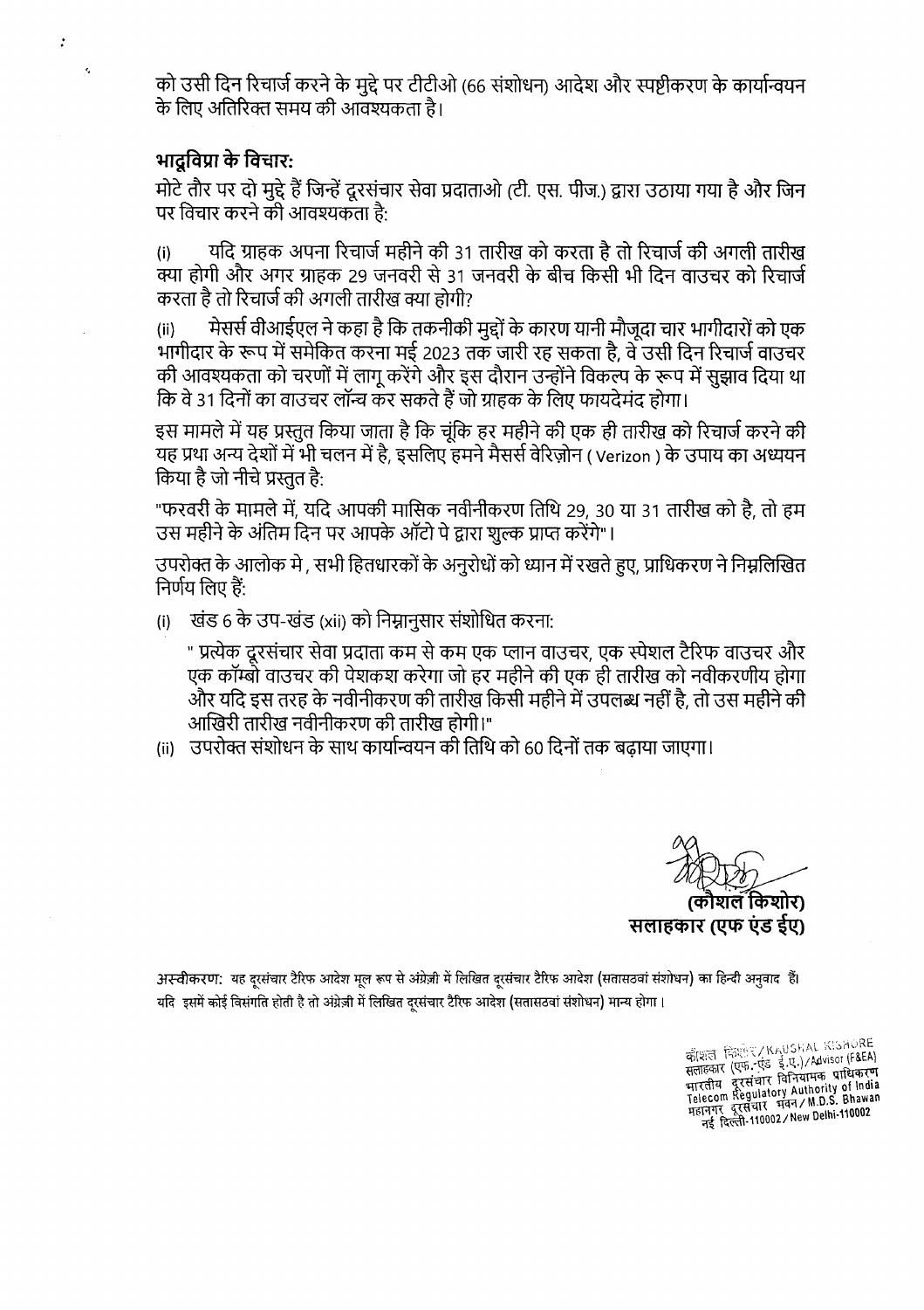को उसी दिन रिचार्ज करने के मुद्दे पर टीटीओ (66 संशोधन) आदेश और स्पष्टीकरण के कार्यान्वयन के लिए अतिरिक्त समय की आवश्यकता है।

**भाद्रविप्रा के विचार:**

मोटे तौर पर दो मुद्दे हैं जिन्हें दूरसंचार सेवा प्रदाताओ (टी. एस. पीज.) द्वारा उठाया गया है और जिन पर विचार करने की आवश्यकता है:

(i) यदि ग्राहक अपना रिचार्ज महीने की 31 तारीख को करता है तो रिचार्ज की अगली तारीख क्या होगी और अगर ग्राहक 29 जनवरी से 31 जनवरी के बीच किसी भी दिन वाउचर को रिचार्ज करता है तो रिचार्ज की अगली तारीख क्या होगी?

(ii) मेसर्स वीआईएल ने कहा है कि तकनीकी मुद्दों के कारण यानी मौजूदा चार भागीदारों को एक भागीदार के रूप में समेकित करना मई 2023 तक जारी रह सकता है, वे उसी दिन रिचार्ज वाउचर की आवश्यकता को चरणों में लागू करेंगे और इस दौरान उन्होंने विकल्प के रूप में सुझाव दिया था कि वे 31 दिनों का वाउचर लॉन्च कर सकते हैं जो ग्राहक के लिए फायदेमंद होगा।

इस मामले में यह प्रस्तुत किया जाता है कि चूंकि हर महीने की एक ही तारीख को रिचार्ज करने की यह प्रथा अन्य देशों में भी चलन में है, इसलिए हमने मैसर्स वेरिज़ोन ( Verizon ) के उपाय का अध्ययन किया है जो नीचे प्रस्तुत है:

"फरवरी के मामले में, यदि आपकी मासिक नवीनीकरण तिथि 29, 30 या 31 तारीख को है, तो हम उस महीने के अंतिम दिन पर आपके ऑटो पे द्वारा शुल्क प्राप्त करेंगे"।

उपरोक्त के आलोक मे , सभी हितधारकों के अनुरोधों को ध्यान में रखते हुए, प्राधिकरण ने निम्नलिखित निर्णय लिए हैं:

(i) खंड 6 के उप-खंड (xii) को निम्नानुसार संशोधित करना:

" प्रत्येक दूरसंचार सेवा प्रदाता कम से कम एक प्लान वाउचर, एक स्पेशल टैरिफ वाउचर और एक कॉम्बो वाउचर की पेशकश करेगा जो हर महीने की एक ही तारीख को नवीकरणीय होगा और यदि इस तरह के नवीनीकरण की तारीख किसी महीने में उपलब्ध नहीं है, तो उस महीने की आखिरी तारीख नवीनीकरण की तारीख होगी।"

(ii) उपरोक्त संशोधन के साथ कार्यान्वयन की तिथि को 60 दिनों तक बढ़ाया जाएगा।

**(कौशल किशोर)**
**सलाहकार (एफ एंड ईए)**

अस्वीकरण: यह दूरसंचार टैरिफ आदेश मूल रूप से अंग्रेज़ी में लिखित दूरसंचार टैरिफ आदेश (सतासठवां संशोधन) का हिन्दी अनुवाद हैं। यदि इसमें कोई विसंगति होती है तो अंग्रेज़ी में लिखित दूरसंचार टैरिफ आदेश (सतासठवां संशोधन) मान्य होगा ।

कौशल किशोर / KAUSHAL KISHORE
सलाहकार (एफ.एंड ई.ए.) / Advisor (F&EA)
भारतीय दूरसंचार विनियामक प्राधिकरण
Telecom Regulatory Authority of India
महानगर दूरसंचार भवन / M.D.S. Bhawan
नई दिल्ली-110002 / New Delhi-110002